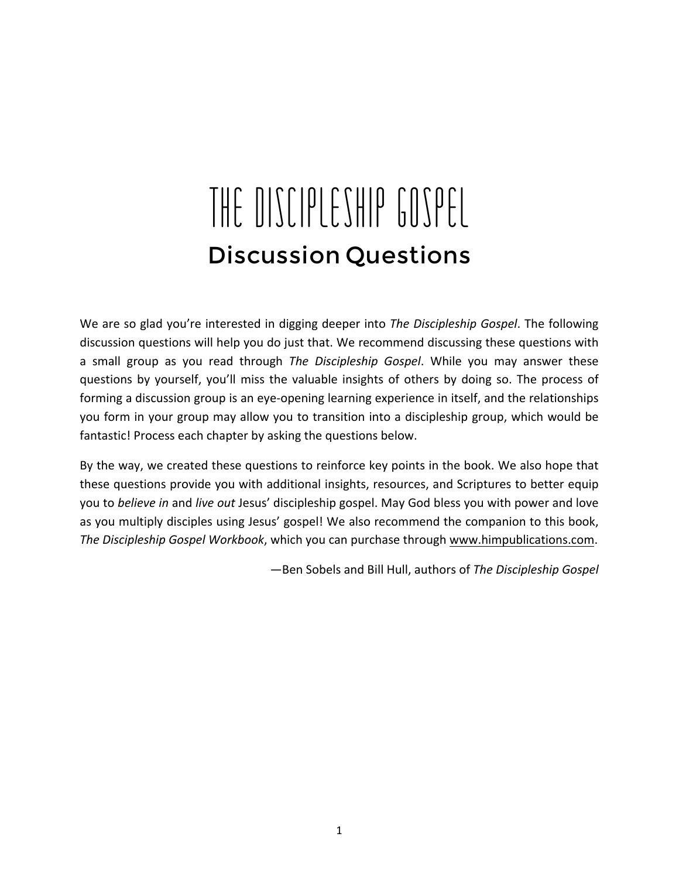# THE DISCIPLESHIP GOSPEL

## Discussion Questions

We are so glad you're interested in digging deeper into *The Discipleship Gospel*. The following discussion questions will help you do just that. We recommend discussing these questions with a small group as you read through *The Discipleship Gospel*. While you may answer these questions by yourself, you'll miss the valuable insights of others by doing so. The process of forming a discussion group is an eye-opening learning experience in itself, and the relationships you form in your group may allow you to transition into a discipleship group, which would be fantastic! Process each chapter by asking the questions below.

By the way, we created these questions to reinforce key points in the book. We also hope that these questions provide you with additional insights, resources, and Scriptures to better equip you to *believe in* and *live out* Jesus' discipleship gospel. May God bless you with power and love as you multiply disciples using Jesus' gospel! We also recommend the companion to this book, *The Discipleship Gospel Workbook*, which you can purchase through www.himpublications.com.

—Ben Sobels and Bill Hull, authors of *The Discipleship Gospel*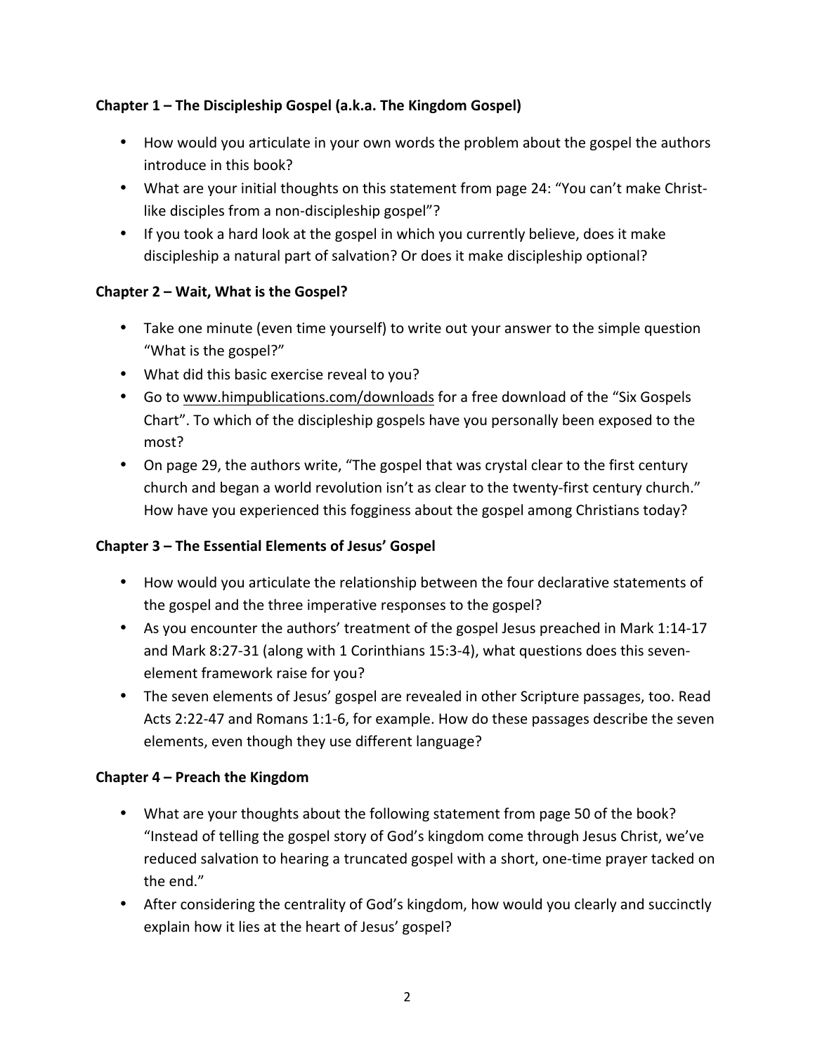**Chapter 1 – The Discipleship Gospel (a.k.a. The Kingdom Gospel)**

- How would you articulate in your own words the problem about the gospel the authors introduce in this book?
- What are your initial thoughts on this statement from page 24: "You can't make Christ-like disciples from a non-discipleship gospel"?
- If you took a hard look at the gospel in which you currently believe, does it make discipleship a natural part of salvation? Or does it make discipleship optional?

**Chapter 2 – Wait, What is the Gospel?**

- Take one minute (even time yourself) to write out your answer to the simple question "What is the gospel?"
- What did this basic exercise reveal to you?
- Go to www.himpublications.com/downloads for a free download of the "Six Gospels Chart". To which of the discipleship gospels have you personally been exposed to the most?
- On page 29, the authors write, "The gospel that was crystal clear to the first century church and began a world revolution isn't as clear to the twenty-first century church." How have you experienced this fogginess about the gospel among Christians today?

**Chapter 3 – The Essential Elements of Jesus' Gospel**

- How would you articulate the relationship between the four declarative statements of the gospel and the three imperative responses to the gospel?
- As you encounter the authors' treatment of the gospel Jesus preached in Mark 1:14-17 and Mark 8:27-31 (along with 1 Corinthians 15:3-4), what questions does this seven-element framework raise for you?
- The seven elements of Jesus' gospel are revealed in other Scripture passages, too. Read Acts 2:22-47 and Romans 1:1-6, for example. How do these passages describe the seven elements, even though they use different language?

**Chapter 4 – Preach the Kingdom**

- What are your thoughts about the following statement from page 50 of the book? "Instead of telling the gospel story of God's kingdom come through Jesus Christ, we've reduced salvation to hearing a truncated gospel with a short, one-time prayer tacked on the end."
- After considering the centrality of God's kingdom, how would you clearly and succinctly explain how it lies at the heart of Jesus' gospel?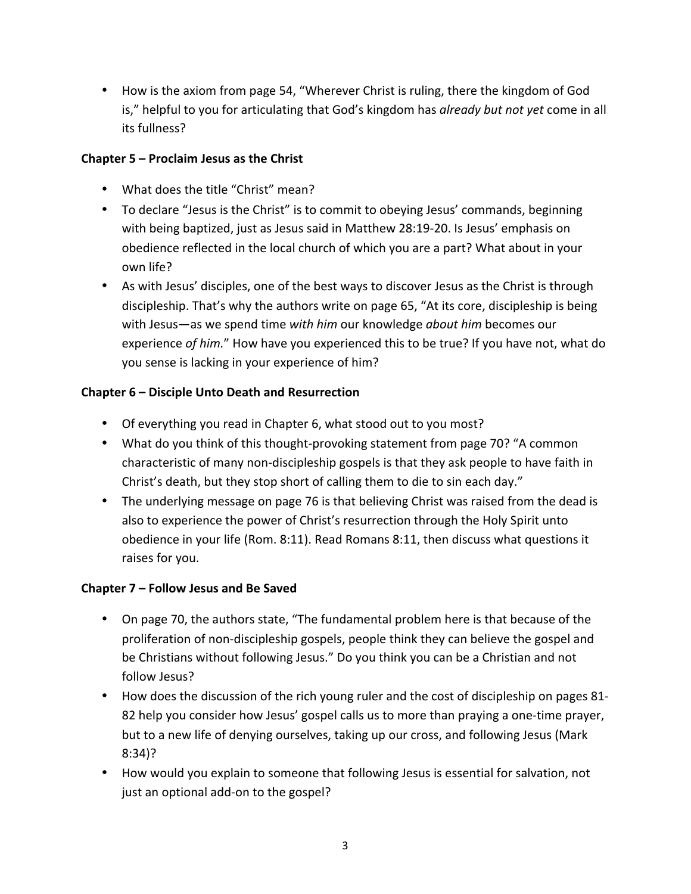- How is the axiom from page 54, "Wherever Christ is ruling, there the kingdom of God is," helpful to you for articulating that God's kingdom has *already but not yet* come in all its fullness?

**Chapter 5 – Proclaim Jesus as the Christ**

- What does the title "Christ" mean?
- To declare "Jesus is the Christ" is to commit to obeying Jesus' commands, beginning with being baptized, just as Jesus said in Matthew 28:19-20. Is Jesus' emphasis on obedience reflected in the local church of which you are a part? What about in your own life?
- As with Jesus' disciples, one of the best ways to discover Jesus as the Christ is through discipleship. That's why the authors write on page 65, "At its core, discipleship is being with Jesus—as we spend time *with him* our knowledge *about him* becomes our experience *of him.*" How have you experienced this to be true? If you have not, what do you sense is lacking in your experience of him?

**Chapter 6 – Disciple Unto Death and Resurrection**

- Of everything you read in Chapter 6, what stood out to you most?
- What do you think of this thought-provoking statement from page 70? "A common characteristic of many non-discipleship gospels is that they ask people to have faith in Christ's death, but they stop short of calling them to die to sin each day."
- The underlying message on page 76 is that believing Christ was raised from the dead is also to experience the power of Christ's resurrection through the Holy Spirit unto obedience in your life (Rom. 8:11). Read Romans 8:11, then discuss what questions it raises for you.

**Chapter 7 – Follow Jesus and Be Saved**

- On page 70, the authors state, "The fundamental problem here is that because of the proliferation of non-discipleship gospels, people think they can believe the gospel and be Christians without following Jesus." Do you think you can be a Christian and not follow Jesus?
- How does the discussion of the rich young ruler and the cost of discipleship on pages 81-82 help you consider how Jesus' gospel calls us to more than praying a one-time prayer, but to a new life of denying ourselves, taking up our cross, and following Jesus (Mark 8:34)?
- How would you explain to someone that following Jesus is essential for salvation, not just an optional add-on to the gospel?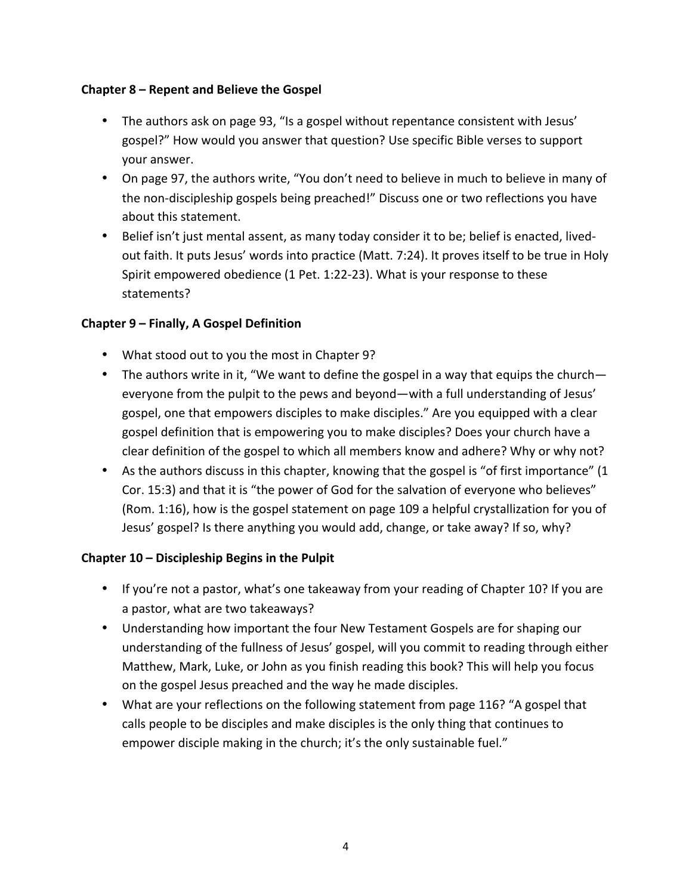**Chapter 8 – Repent and Believe the Gospel**

- The authors ask on page 93, "Is a gospel without repentance consistent with Jesus' gospel?" How would you answer that question? Use specific Bible verses to support your answer.
- On page 97, the authors write, "You don't need to believe in much to believe in many of the non-discipleship gospels being preached!" Discuss one or two reflections you have about this statement.
- Belief isn't just mental assent, as many today consider it to be; belief is enacted, lived-out faith. It puts Jesus' words into practice (Matt. 7:24). It proves itself to be true in Holy Spirit empowered obedience (1 Pet. 1:22-23). What is your response to these statements?

**Chapter 9 – Finally, A Gospel Definition**

- What stood out to you the most in Chapter 9?
- The authors write in it, "We want to define the gospel in a way that equips the church—everyone from the pulpit to the pews and beyond—with a full understanding of Jesus' gospel, one that empowers disciples to make disciples." Are you equipped with a clear gospel definition that is empowering you to make disciples? Does your church have a clear definition of the gospel to which all members know and adhere? Why or why not?
- As the authors discuss in this chapter, knowing that the gospel is "of first importance" (1 Cor. 15:3) and that it is "the power of God for the salvation of everyone who believes" (Rom. 1:16), how is the gospel statement on page 109 a helpful crystallization for you of Jesus' gospel? Is there anything you would add, change, or take away? If so, why?

**Chapter 10 – Discipleship Begins in the Pulpit**

- If you're not a pastor, what's one takeaway from your reading of Chapter 10? If you are a pastor, what are two takeaways?
- Understanding how important the four New Testament Gospels are for shaping our understanding of the fullness of Jesus' gospel, will you commit to reading through either Matthew, Mark, Luke, or John as you finish reading this book? This will help you focus on the gospel Jesus preached and the way he made disciples.
- What are your reflections on the following statement from page 116? "A gospel that calls people to be disciples and make disciples is the only thing that continues to empower disciple making in the church; it's the only sustainable fuel."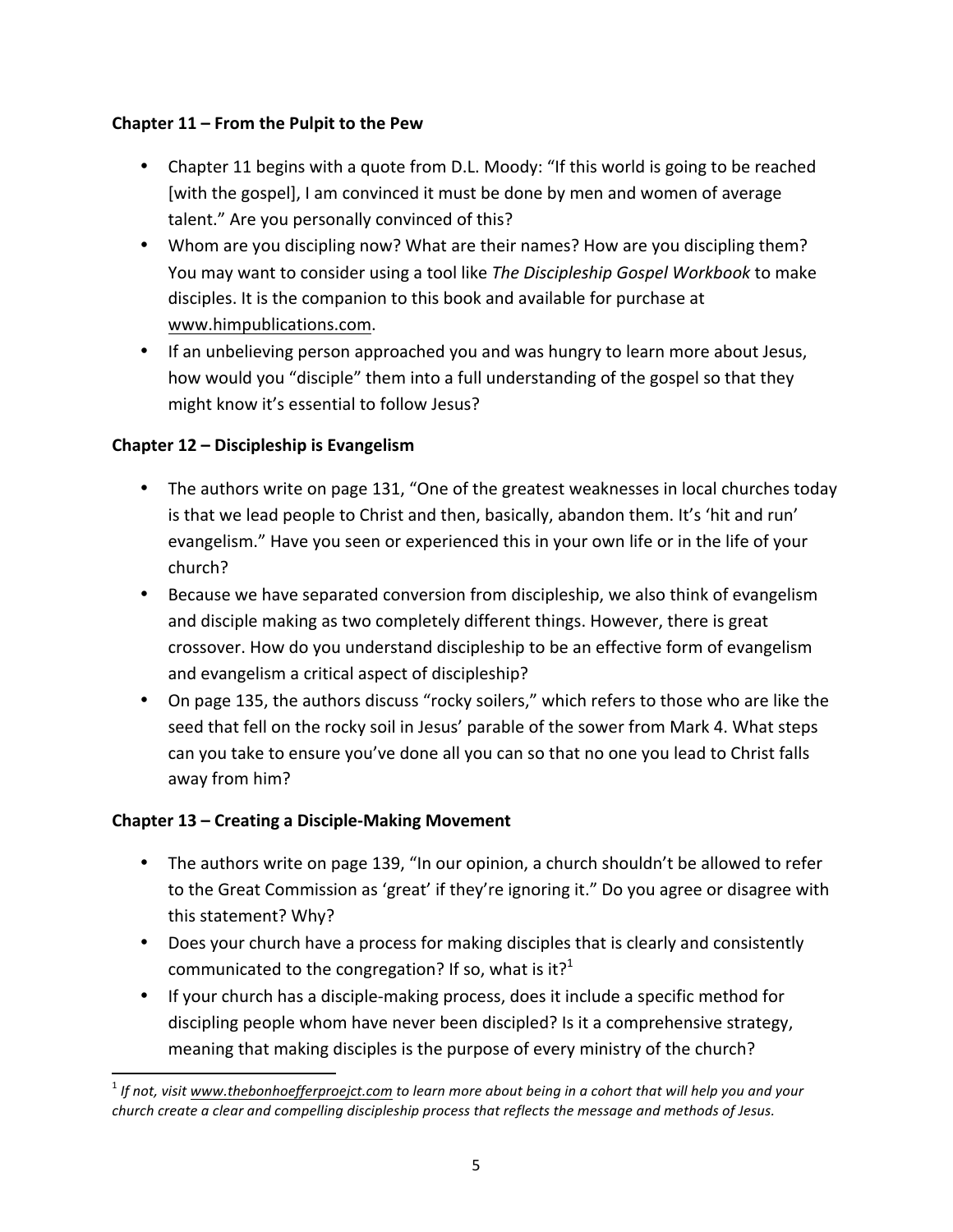**Chapter 11 – From the Pulpit to the Pew**

- Chapter 11 begins with a quote from D.L. Moody: "If this world is going to be reached [with the gospel], I am convinced it must be done by men and women of average talent." Are you personally convinced of this?
- Whom are you discipling now? What are their names? How are you discipling them? You may want to consider using a tool like *The Discipleship Gospel Workbook* to make disciples. It is the companion to this book and available for purchase at www.himpublications.com.
- If an unbelieving person approached you and was hungry to learn more about Jesus, how would you "disciple" them into a full understanding of the gospel so that they might know it's essential to follow Jesus?

**Chapter 12 – Discipleship is Evangelism**

- The authors write on page 131, "One of the greatest weaknesses in local churches today is that we lead people to Christ and then, basically, abandon them. It's 'hit and run' evangelism." Have you seen or experienced this in your own life or in the life of your church?
- Because we have separated conversion from discipleship, we also think of evangelism and disciple making as two completely different things. However, there is great crossover. How do you understand discipleship to be an effective form of evangelism and evangelism a critical aspect of discipleship?
- On page 135, the authors discuss "rocky soilers," which refers to those who are like the seed that fell on the rocky soil in Jesus' parable of the sower from Mark 4. What steps can you take to ensure you've done all you can so that no one you lead to Christ falls away from him?

**Chapter 13 – Creating a Disciple-Making Movement**

- The authors write on page 139, "In our opinion, a church shouldn't be allowed to refer to the Great Commission as 'great' if they're ignoring it." Do you agree or disagree with this statement? Why?
- Does your church have a process for making disciples that is clearly and consistently communicated to the congregation? If so, what is it?[1]
- If your church has a disciple-making process, does it include a specific method for discipling people whom have never been discipled? Is it a comprehensive strategy, meaning that making disciples is the purpose of every ministry of the church?

[1] *If not, visit www.thebonhoefferproejct.com to learn more about being in a cohort that will help you and your church create a clear and compelling discipleship process that reflects the message and methods of Jesus.*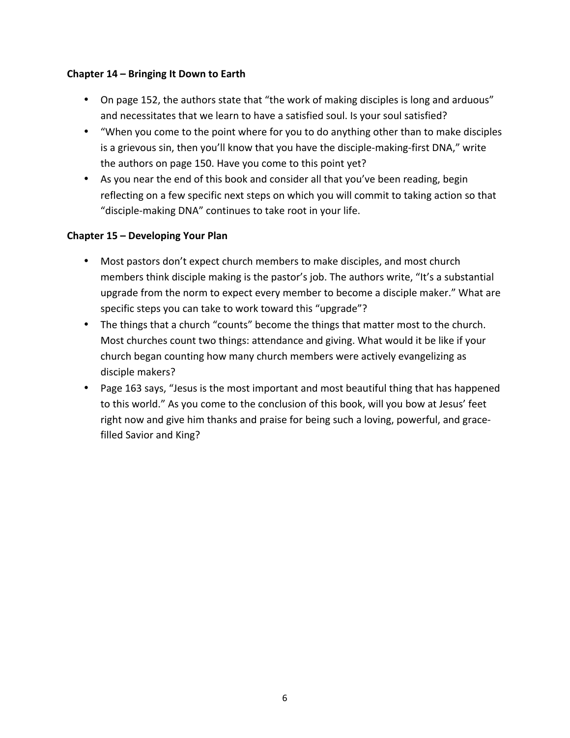**Chapter 14 – Bringing It Down to Earth**

- On page 152, the authors state that "the work of making disciples is long and arduous" and necessitates that we learn to have a satisfied soul. Is your soul satisfied?
- "When you come to the point where for you to do anything other than to make disciples is a grievous sin, then you'll know that you have the disciple-making-first DNA," write the authors on page 150. Have you come to this point yet?
- As you near the end of this book and consider all that you've been reading, begin reflecting on a few specific next steps on which you will commit to taking action so that "disciple-making DNA" continues to take root in your life.

**Chapter 15 – Developing Your Plan**

- Most pastors don't expect church members to make disciples, and most church members think disciple making is the pastor's job. The authors write, "It's a substantial upgrade from the norm to expect every member to become a disciple maker." What are specific steps you can take to work toward this "upgrade"?
- The things that a church "counts" become the things that matter most to the church. Most churches count two things: attendance and giving. What would it be like if your church began counting how many church members were actively evangelizing as disciple makers?
- Page 163 says, "Jesus is the most important and most beautiful thing that has happened to this world." As you come to the conclusion of this book, will you bow at Jesus' feet right now and give him thanks and praise for being such a loving, powerful, and grace-filled Savior and King?